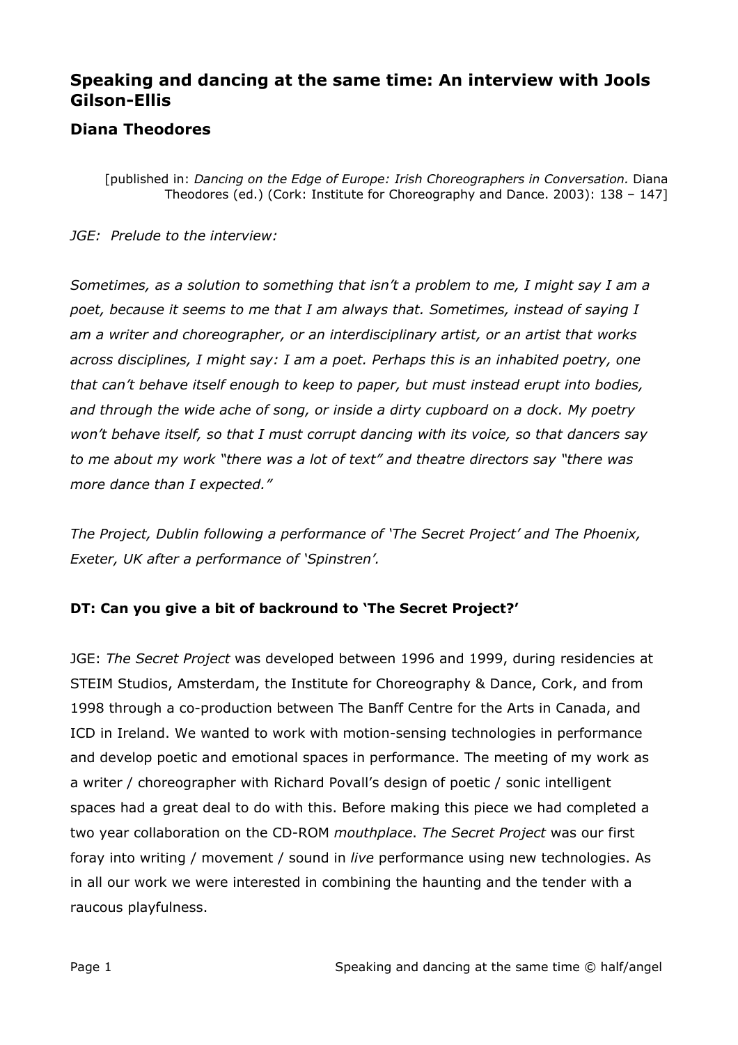# Speaking and dancing at the same time: An interview with Jools Gilson-Ellis

## Diana Theodores

[published in: *Dancing on the Edge of Europe: Irish Choreographers in Conversation.* Diana Theodores (ed.) (Cork: Institute for Choreography and Dance. 2003): 138 – 147]

*JGE: Prelude to the interview:*

*Sometimes, as a solution to something that isn't a problem to me, I might say I am a poet, because it seems to me that I am always that. Sometimes, instead of saying I am a writer and choreographer, or an interdisciplinary artist, or an artist that works across disciplines, I might say: I am a poet. Perhaps this is an inhabited poetry, one that can't behave itself enough to keep to paper, but must instead erupt into bodies, and through the wide ache of song, or inside a dirty cupboard on a dock. My poetry won't behave itself, so that I must corrupt dancing with its voice, so that dancers say to me about my work "there was a lot of text" and theatre directors say "there was more dance than I expected."*

*The Project, Dublin following a performance of 'The Secret Project' and The Phoenix, Exeter, UK after a performance of 'Spinstren'.*

**DT: Can you give a bit of backround to 'The Secret Project?'**

JGE: *The Secret Project* was developed between 1996 and 1999, during residencies at STEIM Studios, Amsterdam, the Institute for Choreography & Dance, Cork, and from 1998 through a co-production between The Banff Centre for the Arts in Canada, and ICD in Ireland. We wanted to work with motion-sensing technologies in performance and develop poetic and emotional spaces in performance. The meeting of my work as a writer / choreographer with Richard Povall's design of poetic / sonic intelligent spaces had a great deal to do with this. Before making this piece we had completed a two year collaboration on the CD-ROM *mouthplace*. *The Secret Project* was our first foray into writing / movement / sound in *live* performance using new technologies. As in all our work we were interested in combining the haunting and the tender with a raucous playfulness.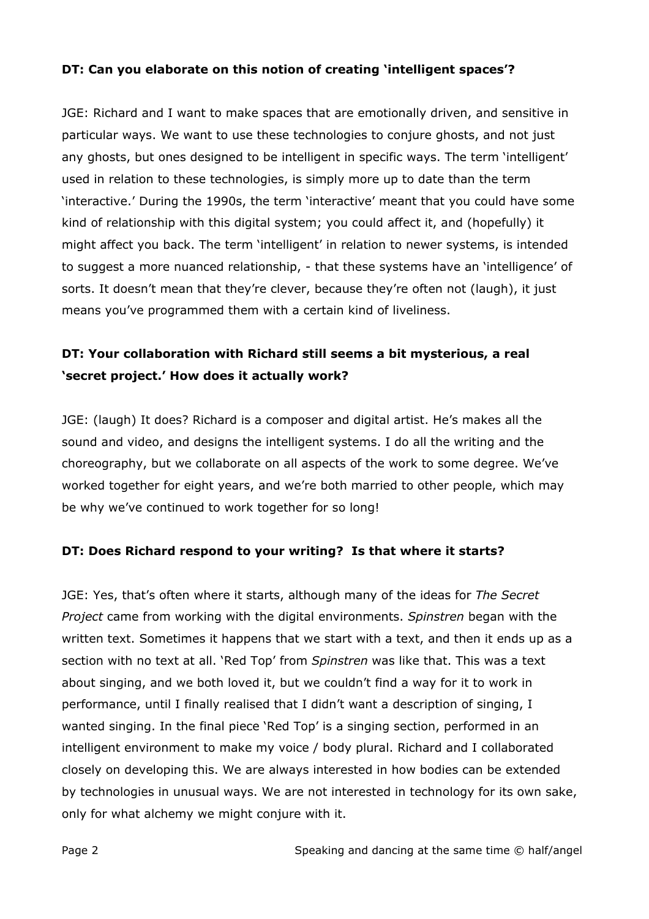**DT: Can you elaborate on this notion of creating 'intelligent spaces'?**

JGE: Richard and I want to make spaces that are emotionally driven, and sensitive in particular ways. We want to use these technologies to conjure ghosts, and not just any ghosts, but ones designed to be intelligent in specific ways. The term 'intelligent' used in relation to these technologies, is simply more up to date than the term 'interactive.' During the 1990s, the term 'interactive' meant that you could have some kind of relationship with this digital system; you could affect it, and (hopefully) it might affect you back. The term 'intelligent' in relation to newer systems, is intended to suggest a more nuanced relationship, - that these systems have an 'intelligence' of sorts. It doesn't mean that they're clever, because they're often not (laugh), it just means you've programmed them with a certain kind of liveliness.

**DT: Your collaboration with Richard still seems a bit mysterious, a real 'secret project.' How does it actually work?**

JGE: (laugh) It does? Richard is a composer and digital artist. He's makes all the sound and video, and designs the intelligent systems. I do all the writing and the choreography, but we collaborate on all aspects of the work to some degree. We've worked together for eight years, and we're both married to other people, which may be why we've continued to work together for so long!

**DT: Does Richard respond to your writing? Is that where it starts?**

JGE: Yes, that's often where it starts, although many of the ideas for *The Secret Project* came from working with the digital environments. *Spinstren* began with the written text. Sometimes it happens that we start with a text, and then it ends up as a section with no text at all. 'Red Top' from *Spinstren* was like that. This was a text about singing, and we both loved it, but we couldn't find a way for it to work in performance, until I finally realised that I didn't want a description of singing, I wanted singing. In the final piece 'Red Top' is a singing section, performed in an intelligent environment to make my voice / body plural. Richard and I collaborated closely on developing this. We are always interested in how bodies can be extended by technologies in unusual ways. We are not interested in technology for its own sake, only for what alchemy we might conjure with it.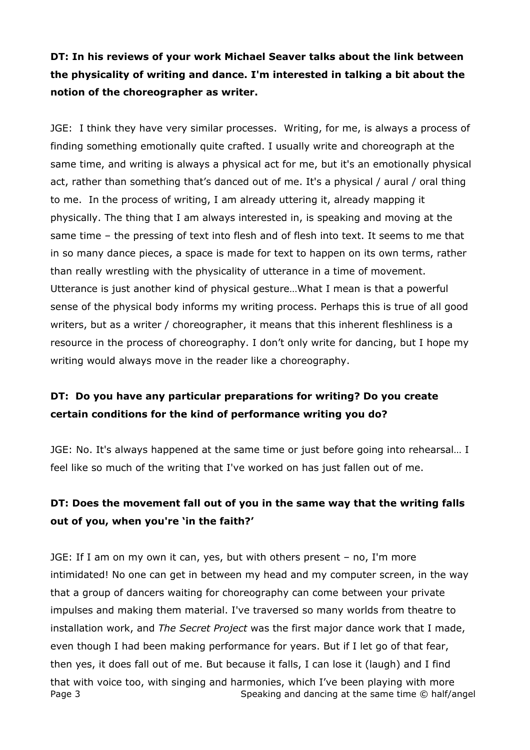**DT: In his reviews of your work Michael Seaver talks about the link between the physicality of writing and dance. I'm interested in talking a bit about the notion of the choreographer as writer.**

JGE: I think they have very similar processes. Writing, for me, is always a process of finding something emotionally quite crafted. I usually write and choreograph at the same time, and writing is always a physical act for me, but it's an emotionally physical act, rather than something that's danced out of me. It's a physical / aural / oral thing to me. In the process of writing, I am already uttering it, already mapping it physically. The thing that I am always interested in, is speaking and moving at the same time – the pressing of text into flesh and of flesh into text. It seems to me that in so many dance pieces, a space is made for text to happen on its own terms, rather than really wrestling with the physicality of utterance in a time of movement. Utterance is just another kind of physical gesture…What I mean is that a powerful sense of the physical body informs my writing process. Perhaps this is true of all good writers, but as a writer / choreographer, it means that this inherent fleshliness is a resource in the process of choreography. I don't only write for dancing, but I hope my writing would always move in the reader like a choreography.

**DT: Do you have any particular preparations for writing? Do you create certain conditions for the kind of performance writing you do?**

JGE: No. It's always happened at the same time or just before going into rehearsal… I feel like so much of the writing that I've worked on has just fallen out of me.

**DT: Does the movement fall out of you in the same way that the writing falls out of you, when you're 'in the faith?'**

JGE: If I am on my own it can, yes, but with others present – no, I'm more intimidated! No one can get in between my head and my computer screen, in the way that a group of dancers waiting for choreography can come between your private impulses and making them material. I've traversed so many worlds from theatre to installation work, and *The Secret Project* was the first major dance work that I made, even though I had been making performance for years. But if I let go of that fear, then yes, it does fall out of me. But because it falls, I can lose it (laugh) and I find that with voice too, with singing and harmonies, which I've been playing with more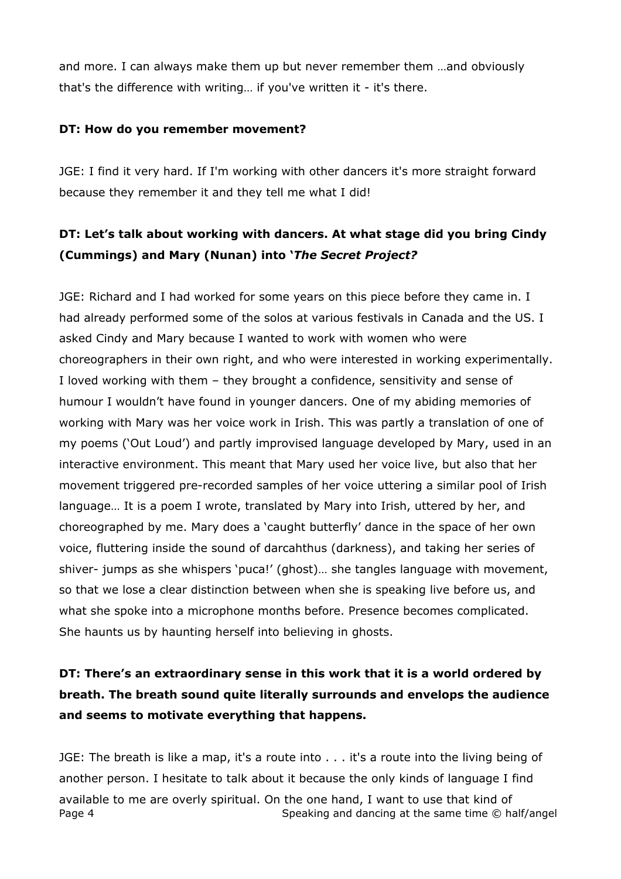and more. I can always make them up but never remember them …and obviously that's the difference with writing… if you've written it - it's there.

**DT: How do you remember movement?**

JGE: I find it very hard. If I'm working with other dancers it's more straight forward because they remember it and they tell me what I did!

**DT: Let's talk about working with dancers. At what stage did you bring Cindy (Cummings) and Mary (Nunan) into '*The Secret Project?***

JGE: Richard and I had worked for some years on this piece before they came in. I had already performed some of the solos at various festivals in Canada and the US. I asked Cindy and Mary because I wanted to work with women who were choreographers in their own right, and who were interested in working experimentally. I loved working with them – they brought a confidence, sensitivity and sense of humour I wouldn't have found in younger dancers. One of my abiding memories of working with Mary was her voice work in Irish. This was partly a translation of one of my poems ('Out Loud') and partly improvised language developed by Mary, used in an interactive environment. This meant that Mary used her voice live, but also that her movement triggered pre-recorded samples of her voice uttering a similar pool of Irish language… It is a poem I wrote, translated by Mary into Irish, uttered by her, and choreographed by me. Mary does a 'caught butterfly' dance in the space of her own voice, fluttering inside the sound of darcahthus (darkness), and taking her series of shiver- jumps as she whispers 'puca!' (ghost)… she tangles language with movement, so that we lose a clear distinction between when she is speaking live before us, and what she spoke into a microphone months before. Presence becomes complicated. She haunts us by haunting herself into believing in ghosts.

**DT: There's an extraordinary sense in this work that it is a world ordered by breath. The breath sound quite literally surrounds and envelops the audience and seems to motivate everything that happens.**

JGE: The breath is like a map, it's a route into . . . it's a route into the living being of another person. I hesitate to talk about it because the only kinds of language I find available to me are overly spiritual. On the one hand, I want to use that kind of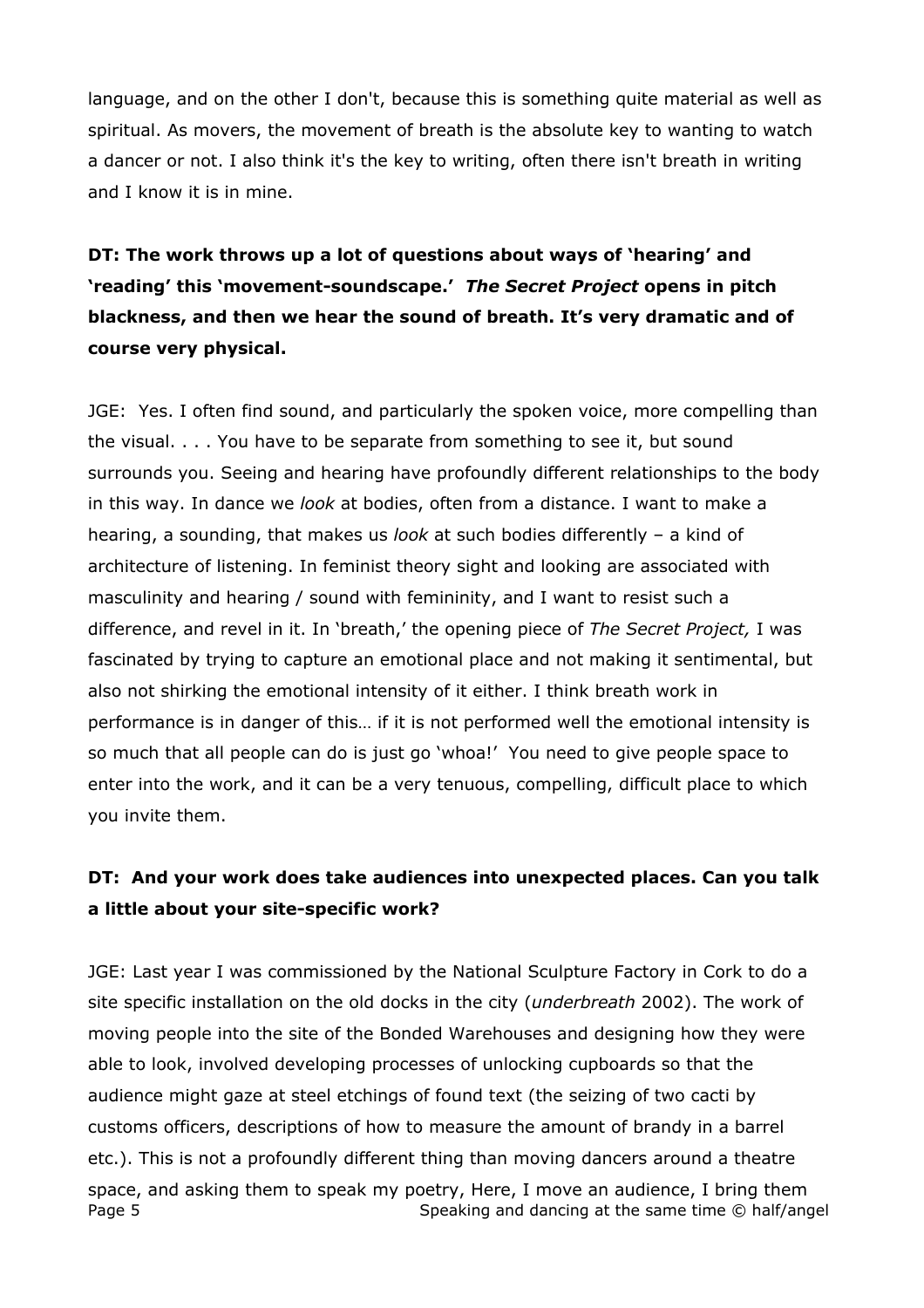language, and on the other I don't, because this is something quite material as well as spiritual. As movers, the movement of breath is the absolute key to wanting to watch a dancer or not. I also think it's the key to writing, often there isn't breath in writing and I know it is in mine.

**DT: The work throws up a lot of questions about ways of 'hearing' and 'reading' this 'movement-soundscape.'** ***The Secret Project*** **opens in pitch blackness, and then we hear the sound of breath. It's very dramatic and of course very physical.**

JGE: Yes. I often find sound, and particularly the spoken voice, more compelling than the visual. . . . You have to be separate from something to see it, but sound surrounds you. Seeing and hearing have profoundly different relationships to the body in this way. In dance we *look* at bodies, often from a distance. I want to make a hearing, a sounding, that makes us *look* at such bodies differently – a kind of architecture of listening. In feminist theory sight and looking are associated with masculinity and hearing / sound with femininity, and I want to resist such a difference, and revel in it. In 'breath,' the opening piece of *The Secret Project,* I was fascinated by trying to capture an emotional place and not making it sentimental, but also not shirking the emotional intensity of it either. I think breath work in performance is in danger of this… if it is not performed well the emotional intensity is so much that all people can do is just go 'whoa!' You need to give people space to enter into the work, and it can be a very tenuous, compelling, difficult place to which you invite them.

**DT: And your work does take audiences into unexpected places. Can you talk a little about your site-specific work?**

JGE: Last year I was commissioned by the National Sculpture Factory in Cork to do a site specific installation on the old docks in the city (*underbreath* 2002). The work of moving people into the site of the Bonded Warehouses and designing how they were able to look, involved developing processes of unlocking cupboards so that the audience might gaze at steel etchings of found text (the seizing of two cacti by customs officers, descriptions of how to measure the amount of brandy in a barrel etc.). This is not a profoundly different thing than moving dancers around a theatre space, and asking them to speak my poetry, Here, I move an audience, I bring them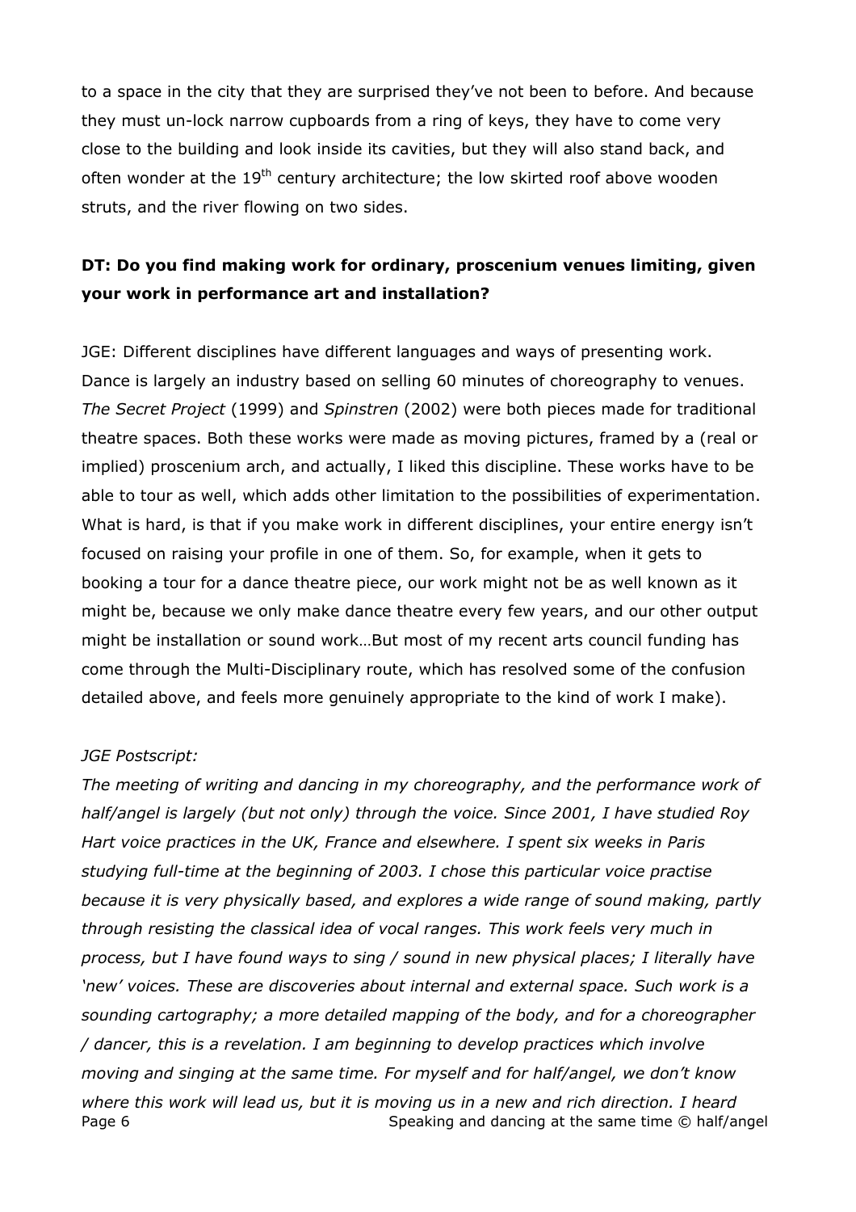to a space in the city that they are surprised they've not been to before. And because they must un-lock narrow cupboards from a ring of keys, they have to come very close to the building and look inside its cavities, but they will also stand back, and often wonder at the 19th century architecture; the low skirted roof above wooden struts, and the river flowing on two sides.

**DT: Do you find making work for ordinary, proscenium venues limiting, given your work in performance art and installation?**

JGE: Different disciplines have different languages and ways of presenting work. Dance is largely an industry based on selling 60 minutes of choreography to venues. *The Secret Project* (1999) and *Spinstren* (2002) were both pieces made for traditional theatre spaces. Both these works were made as moving pictures, framed by a (real or implied) proscenium arch, and actually, I liked this discipline. These works have to be able to tour as well, which adds other limitation to the possibilities of experimentation. What is hard, is that if you make work in different disciplines, your entire energy isn't focused on raising your profile in one of them. So, for example, when it gets to booking a tour for a dance theatre piece, our work might not be as well known as it might be, because we only make dance theatre every few years, and our other output might be installation or sound work…But most of my recent arts council funding has come through the Multi-Disciplinary route, which has resolved some of the confusion detailed above, and feels more genuinely appropriate to the kind of work I make).

*JGE Postscript:*

*The meeting of writing and dancing in my choreography, and the performance work of half/angel is largely (but not only) through the voice. Since 2001, I have studied Roy Hart voice practices in the UK, France and elsewhere. I spent six weeks in Paris studying full-time at the beginning of 2003. I chose this particular voice practise because it is very physically based, and explores a wide range of sound making, partly through resisting the classical idea of vocal ranges. This work feels very much in process, but I have found ways to sing / sound in new physical places; I literally have 'new' voices. These are discoveries about internal and external space. Such work is a sounding cartography; a more detailed mapping of the body, and for a choreographer / dancer, this is a revelation. I am beginning to develop practices which involve moving and singing at the same time. For myself and for half/angel, we don't know where this work will lead us, but it is moving us in a new and rich direction. I heard*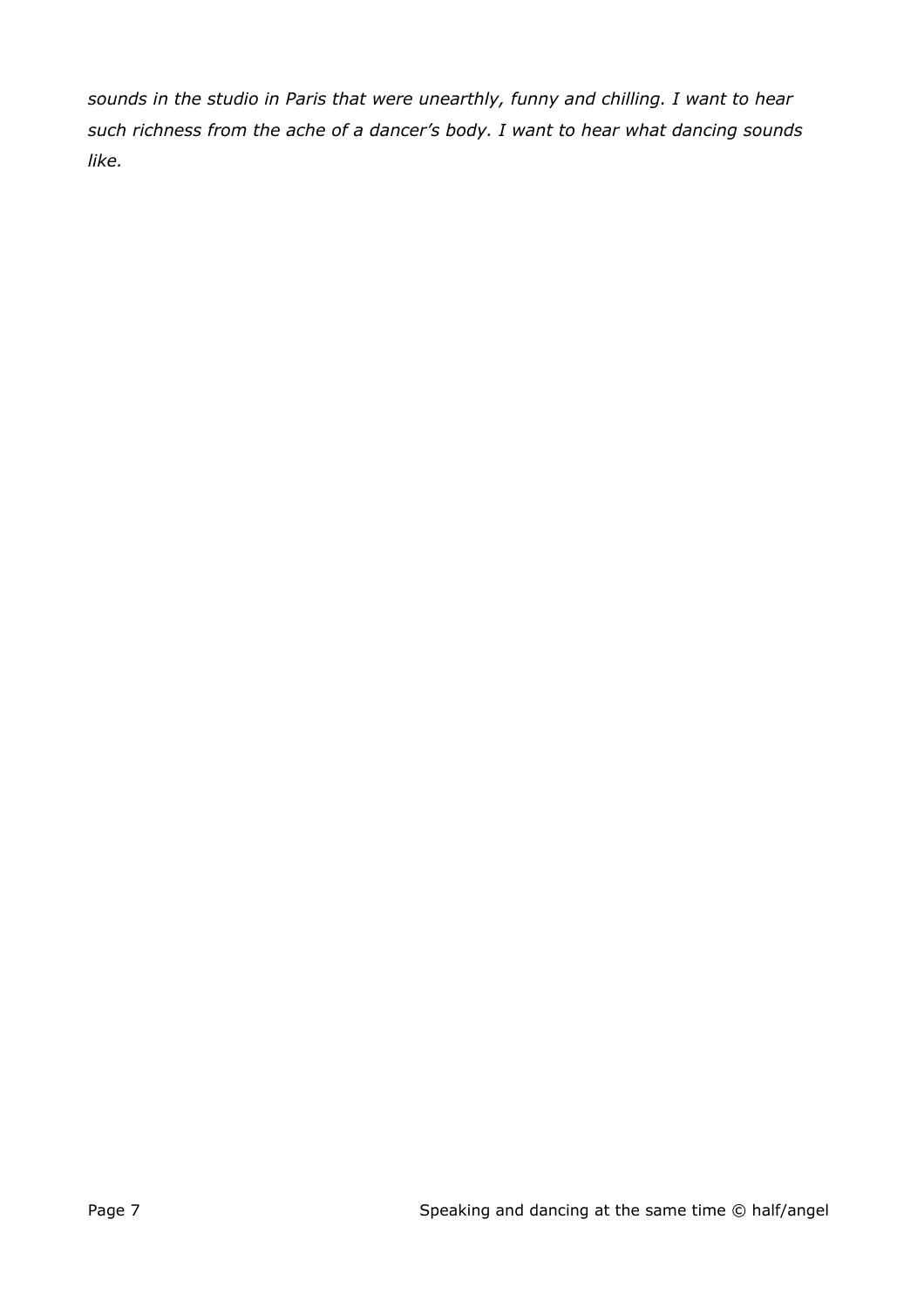*sounds in the studio in Paris that were unearthly, funny and chilling. I want to hear such richness from the ache of a dancer's body. I want to hear what dancing sounds like.*